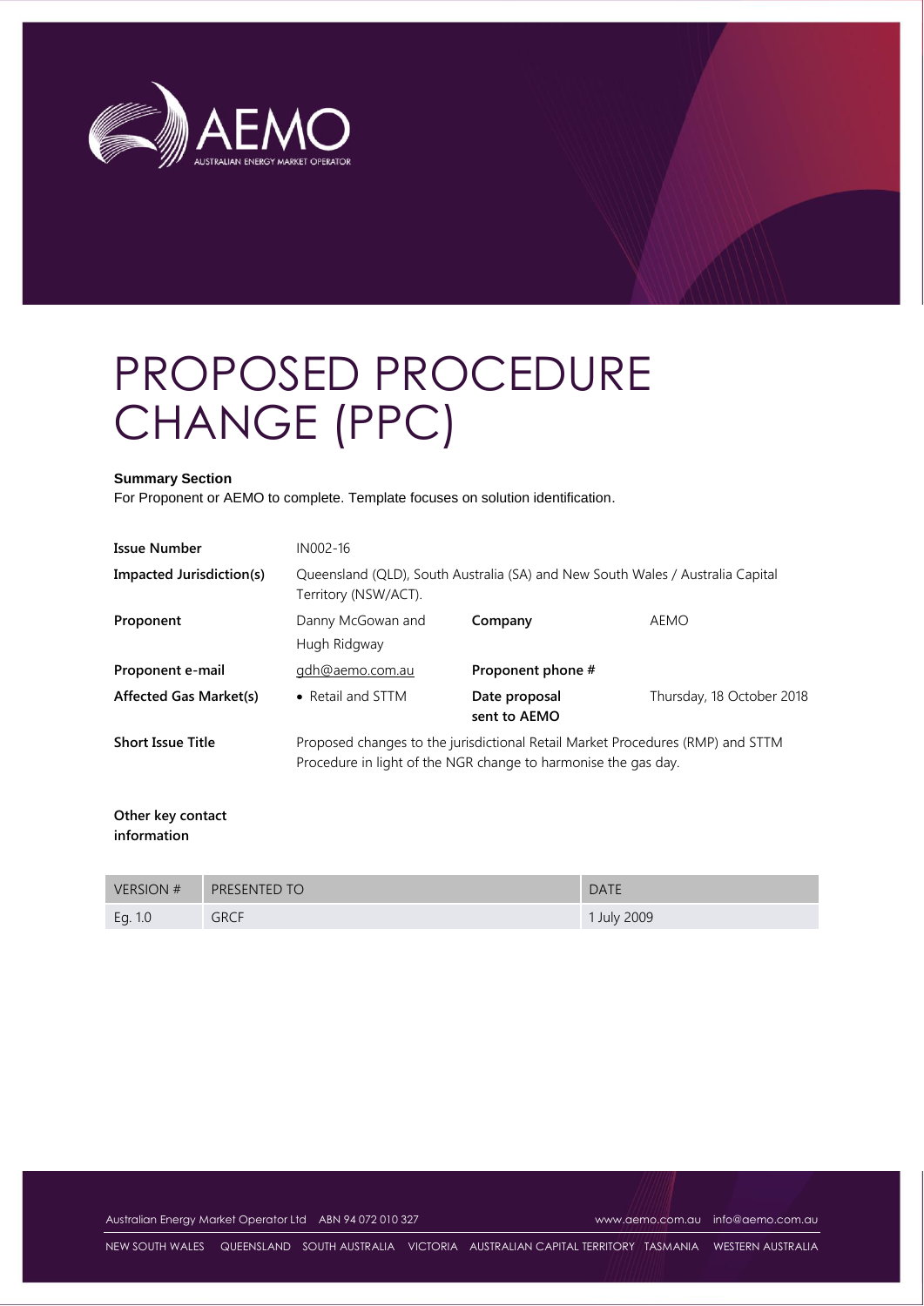# PROPOSED PROCEDURE CHANGE (PPC)

**Summary Section**

For Proponent or AEMO to complete. Template focuses on solution identification.

| | | | |
|---|---|---|---|
| **Issue Number** | IN002-16 | | |
| **Impacted Jurisdiction(s)** | Queensland (QLD), South Australia (SA) and New South Wales / Australia Capital Territory (NSW/ACT). | | |
| **Proponent** | Danny McGowan and Hugh Ridgway | **Company** | AEMO |
| **Proponent e-mail** | gdh@aemo.com.au | **Proponent phone #** | |
| **Affected Gas Market(s)** | • Retail and STTM | **Date proposal sent to AEMO** | Thursday, 18 October 2018 |
| **Short Issue Title** | Proposed changes to the jurisdictional Retail Market Procedures (RMP) and STTM Procedure in light of the NGR change to harmonise the gas day. | | |

**Other key contact information**

| VERSION # | PRESENTED TO | DATE |
|---|---|---|
| Eg. 1.0 | GRCF | 1 July 2009 |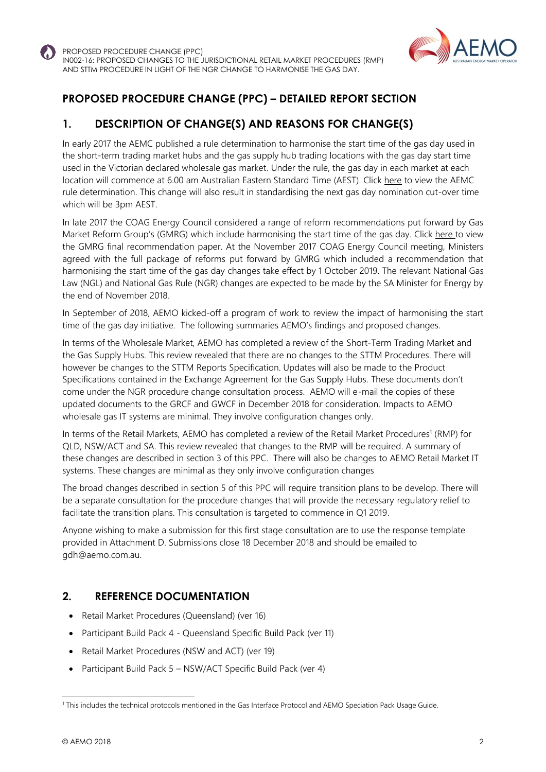## PROPOSED PROCEDURE CHANGE (PPC) – DETAILED REPORT SECTION

## 1. DESCRIPTION OF CHANGE(S) AND REASONS FOR CHANGE(S)

In early 2017 the AEMC published a rule determination to harmonise the start time of the gas day used in the short-term trading market hubs and the gas supply hub trading locations with the gas day start time used in the Victorian declared wholesale gas market. Under the rule, the gas day in each market at each location will commence at 6.00 am Australian Eastern Standard Time (AEST). Click here to view the AEMC rule determination. This change will also result in standardising the next gas day nomination cut-over time which will be 3pm AEST.

In late 2017 the COAG Energy Council considered a range of reform recommendations put forward by Gas Market Reform Group's (GMRG) which include harmonising the start time of the gas day. Click here to view the GMRG final recommendation paper. At the November 2017 COAG Energy Council meeting, Ministers agreed with the full package of reforms put forward by GMRG which included a recommendation that harmonising the start time of the gas day changes take effect by 1 October 2019. The relevant National Gas Law (NGL) and National Gas Rule (NGR) changes are expected to be made by the SA Minister for Energy by the end of November 2018.

In September of 2018, AEMO kicked-off a program of work to review the impact of harmonising the start time of the gas day initiative. The following summaries AEMO's findings and proposed changes.

In terms of the Wholesale Market, AEMO has completed a review of the Short-Term Trading Market and the Gas Supply Hubs. This review revealed that there are no changes to the STTM Procedures. There will however be changes to the STTM Reports Specification. Updates will also be made to the Product Specifications contained in the Exchange Agreement for the Gas Supply Hubs. These documents don't come under the NGR procedure change consultation process. AEMO will e-mail the copies of these updated documents to the GRCF and GWCF in December 2018 for consideration. Impacts to AEMO wholesale gas IT systems are minimal. They involve configuration changes only.

In terms of the Retail Markets, AEMO has completed a review of the Retail Market Procedures[1] (RMP) for QLD, NSW/ACT and SA. This review revealed that changes to the RMP will be required. A summary of these changes are described in section 3 of this PPC. There will also be changes to AEMO Retail Market IT systems. These changes are minimal as they only involve configuration changes

The broad changes described in section 5 of this PPC will require transition plans to be develop. There will be a separate consultation for the procedure changes that will provide the necessary regulatory relief to facilitate the transition plans. This consultation is targeted to commence in Q1 2019.

Anyone wishing to make a submission for this first stage consultation are to use the response template provided in Attachment D. Submissions close 18 December 2018 and should be emailed to gdh@aemo.com.au.

## 2. REFERENCE DOCUMENTATION

- Retail Market Procedures (Queensland) (ver 16)
- Participant Build Pack 4 - Queensland Specific Build Pack (ver 11)
- Retail Market Procedures (NSW and ACT) (ver 19)
- Participant Build Pack 5 – NSW/ACT Specific Build Pack (ver 4)

[1] This includes the technical protocols mentioned in the Gas Interface Protocol and AEMO Speciation Pack Usage Guide.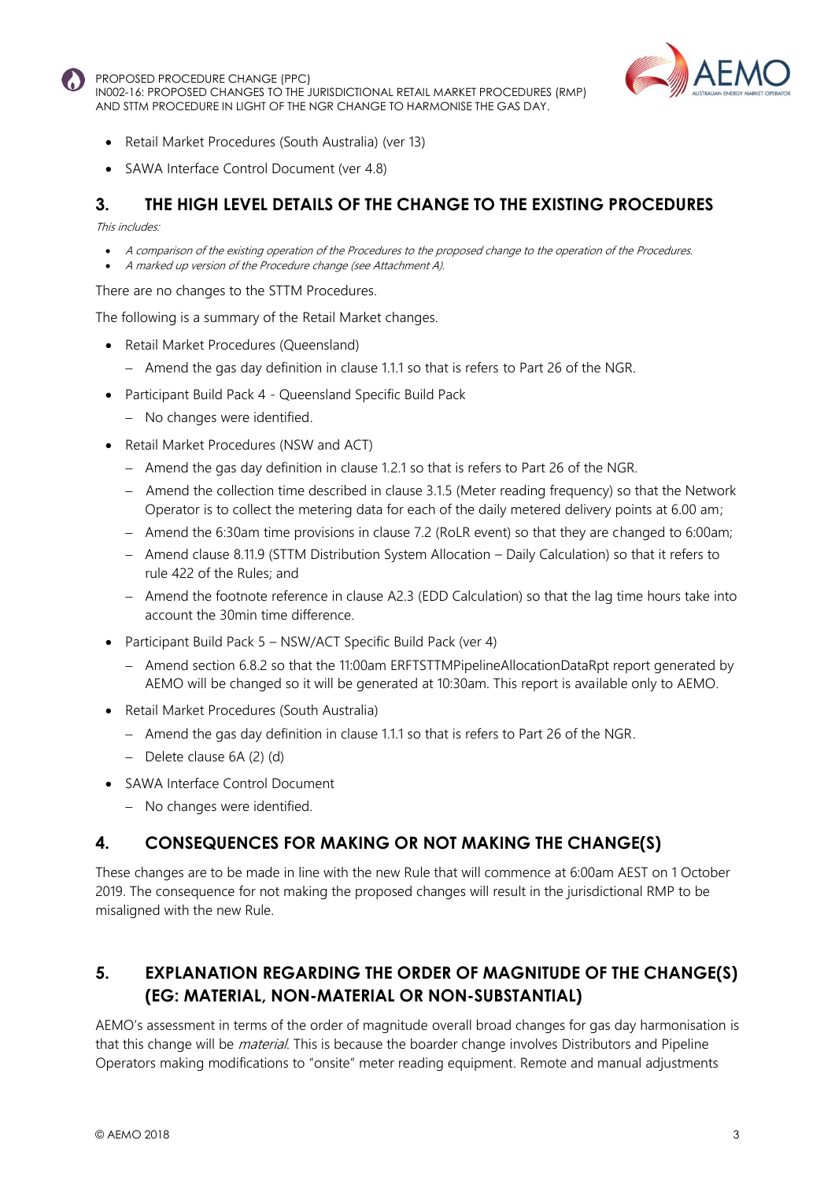- Retail Market Procedures (South Australia) (ver 13)
- SAWA Interface Control Document (ver 4.8)

## 3. THE HIGH LEVEL DETAILS OF THE CHANGE TO THE EXISTING PROCEDURES

*This includes:*

- *A comparison of the existing operation of the Procedures to the proposed change to the operation of the Procedures.*
- *A marked up version of the Procedure change (see Attachment A).*

There are no changes to the STTM Procedures.

The following is a summary of the Retail Market changes.

- Retail Market Procedures (Queensland)
  - Amend the gas day definition in clause 1.1.1 so that is refers to Part 26 of the NGR.
- Participant Build Pack 4 - Queensland Specific Build Pack
  - No changes were identified.
- Retail Market Procedures (NSW and ACT)
  - Amend the gas day definition in clause 1.2.1 so that is refers to Part 26 of the NGR.
  - Amend the collection time described in clause 3.1.5 (Meter reading frequency) so that the Network Operator is to collect the metering data for each of the daily metered delivery points at 6.00 am;
  - Amend the 6:30am time provisions in clause 7.2 (RoLR event) so that they are changed to 6:00am;
  - Amend clause 8.11.9 (STTM Distribution System Allocation – Daily Calculation) so that it refers to rule 422 of the Rules; and
  - Amend the footnote reference in clause A2.3 (EDD Calculation) so that the lag time hours take into account the 30min time difference.
- Participant Build Pack 5 – NSW/ACT Specific Build Pack (ver 4)
  - Amend section 6.8.2 so that the 11:00am ERFTSTTMPipelineAllocationDataRpt report generated by AEMO will be changed so it will be generated at 10:30am. This report is available only to AEMO.
- Retail Market Procedures (South Australia)
  - Amend the gas day definition in clause 1.1.1 so that is refers to Part 26 of the NGR.
  - Delete clause 6A (2) (d)
- SAWA Interface Control Document
  - No changes were identified.

## 4. CONSEQUENCES FOR MAKING OR NOT MAKING THE CHANGE(S)

These changes are to be made in line with the new Rule that will commence at 6:00am AEST on 1 October 2019. The consequence for not making the proposed changes will result in the jurisdictional RMP to be misaligned with the new Rule.

## 5. EXPLANATION REGARDING THE ORDER OF MAGNITUDE OF THE CHANGE(S) (EG: MATERIAL, NON-MATERIAL OR NON-SUBSTANTIAL)

AEMO's assessment in terms of the order of magnitude overall broad changes for gas day harmonisation is that this change will be *material*. This is because the boarder change involves Distributors and Pipeline Operators making modifications to "onsite" meter reading equipment. Remote and manual adjustments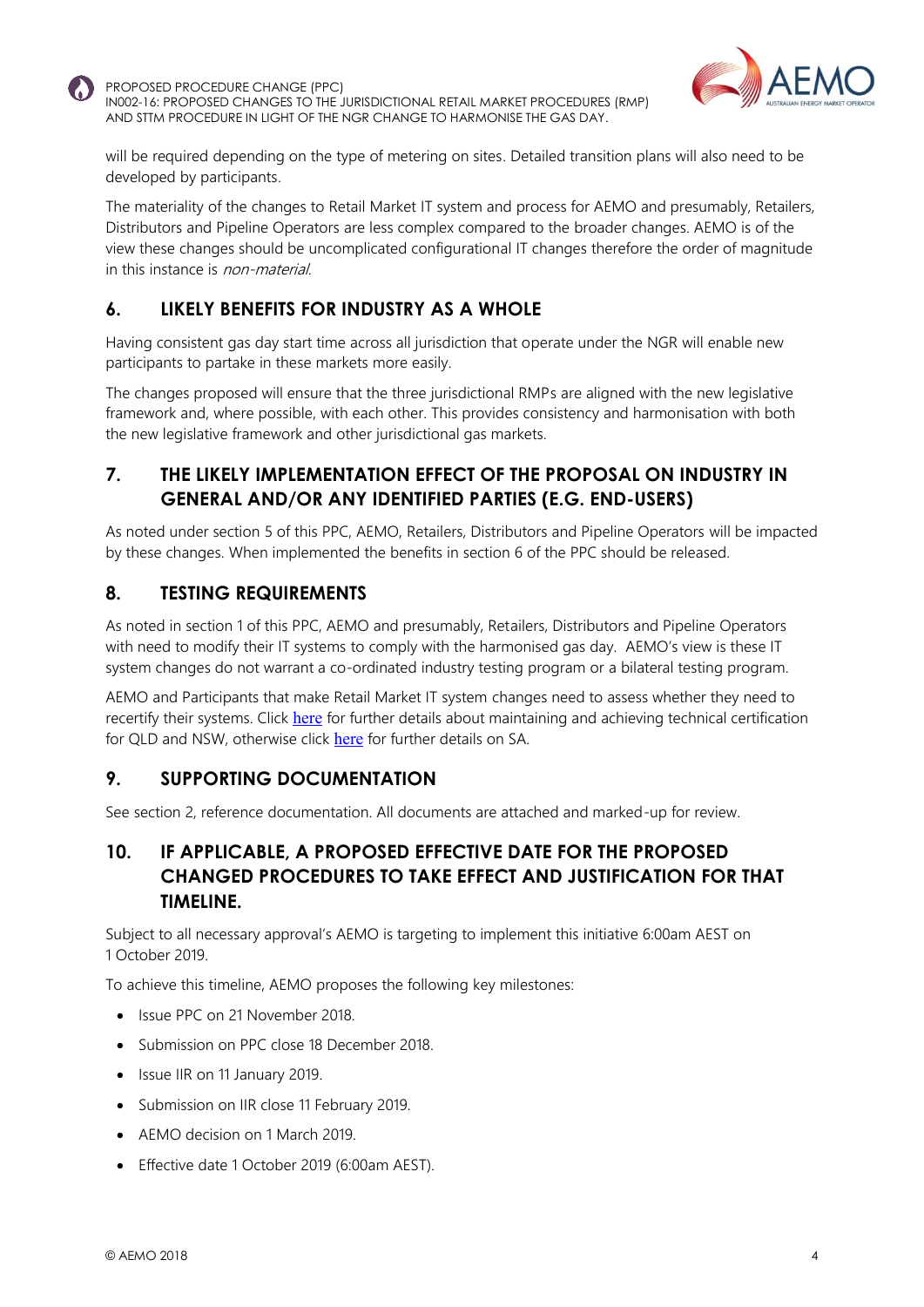will be required depending on the type of metering on sites. Detailed transition plans will also need to be developed by participants.

The materiality of the changes to Retail Market IT system and process for AEMO and presumably, Retailers, Distributors and Pipeline Operators are less complex compared to the broader changes. AEMO is of the view these changes should be uncomplicated configurational IT changes therefore the order of magnitude in this instance is *non-material*.

## 6. LIKELY BENEFITS FOR INDUSTRY AS A WHOLE

Having consistent gas day start time across all jurisdiction that operate under the NGR will enable new participants to partake in these markets more easily.

The changes proposed will ensure that the three jurisdictional RMPs are aligned with the new legislative framework and, where possible, with each other. This provides consistency and harmonisation with both the new legislative framework and other jurisdictional gas markets.

## 7. THE LIKELY IMPLEMENTATION EFFECT OF THE PROPOSAL ON INDUSTRY IN GENERAL AND/OR ANY IDENTIFIED PARTIES (E.G. END-USERS)

As noted under section 5 of this PPC, AEMO, Retailers, Distributors and Pipeline Operators will be impacted by these changes. When implemented the benefits in section 6 of the PPC should be released.

## 8. TESTING REQUIREMENTS

As noted in section 1 of this PPC, AEMO and presumably, Retailers, Distributors and Pipeline Operators with need to modify their IT systems to comply with the harmonised gas day. AEMO's view is these IT system changes do not warrant a co-ordinated industry testing program or a bilateral testing program.

AEMO and Participants that make Retail Market IT system changes need to assess whether they need to recertify their systems. Click here for further details about maintaining and achieving technical certification for QLD and NSW, otherwise click here for further details on SA.

## 9. SUPPORTING DOCUMENTATION

See section 2, reference documentation. All documents are attached and marked-up for review.

## 10. IF APPLICABLE, A PROPOSED EFFECTIVE DATE FOR THE PROPOSED CHANGED PROCEDURES TO TAKE EFFECT AND JUSTIFICATION FOR THAT TIMELINE.

Subject to all necessary approval's AEMO is targeting to implement this initiative 6:00am AEST on 1 October 2019.

To achieve this timeline, AEMO proposes the following key milestones:

- Issue PPC on 21 November 2018.
- Submission on PPC close 18 December 2018.
- Issue IIR on 11 January 2019.
- Submission on IIR close 11 February 2019.
- AEMO decision on 1 March 2019.
- Effective date 1 October 2019 (6:00am AEST).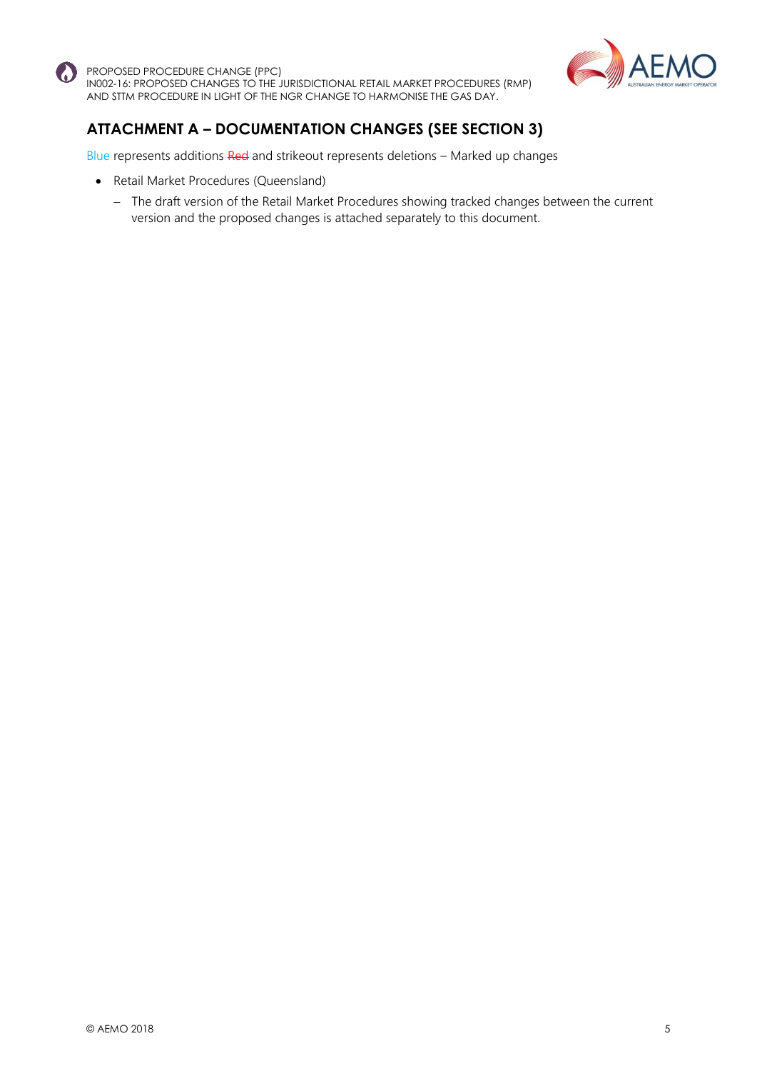## ATTACHMENT A – DOCUMENTATION CHANGES (SEE SECTION 3)

Blue represents additions ~~Red~~ and strikeout represents deletions – Marked up changes

- Retail Market Procedures (Queensland)
  - The draft version of the Retail Market Procedures showing tracked changes between the current version and the proposed changes is attached separately to this document.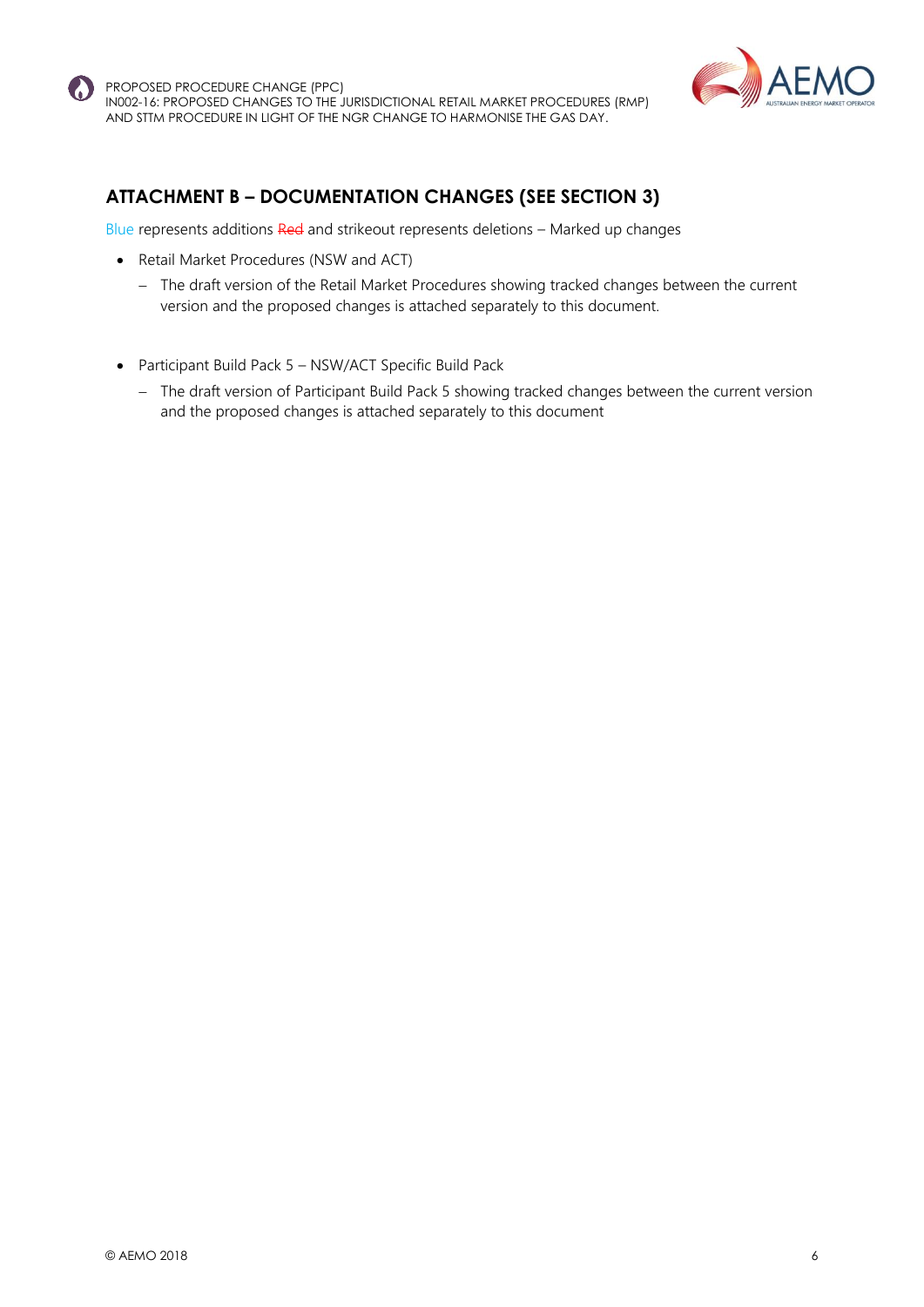## ATTACHMENT B – DOCUMENTATION CHANGES (SEE SECTION 3)

Blue represents additions ~~Red~~ and strikeout represents deletions – Marked up changes

- Retail Market Procedures (NSW and ACT)
  - The draft version of the Retail Market Procedures showing tracked changes between the current version and the proposed changes is attached separately to this document.

- Participant Build Pack 5 – NSW/ACT Specific Build Pack
  - The draft version of Participant Build Pack 5 showing tracked changes between the current version and the proposed changes is attached separately to this document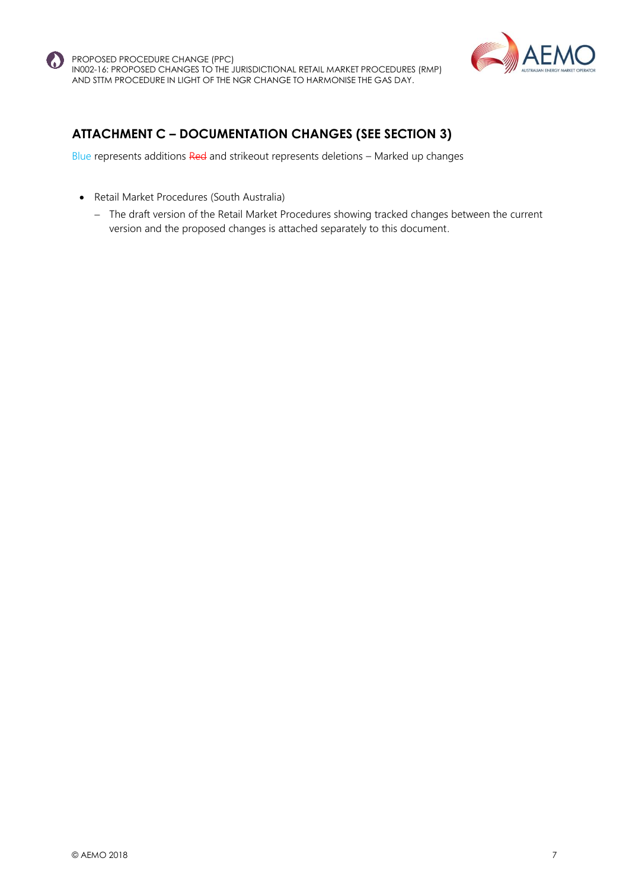## ATTACHMENT C – DOCUMENTATION CHANGES (SEE SECTION 3)

Blue represents additions ~~Red~~ and strikeout represents deletions – Marked up changes

- Retail Market Procedures (South Australia)
  - The draft version of the Retail Market Procedures showing tracked changes between the current version and the proposed changes is attached separately to this document.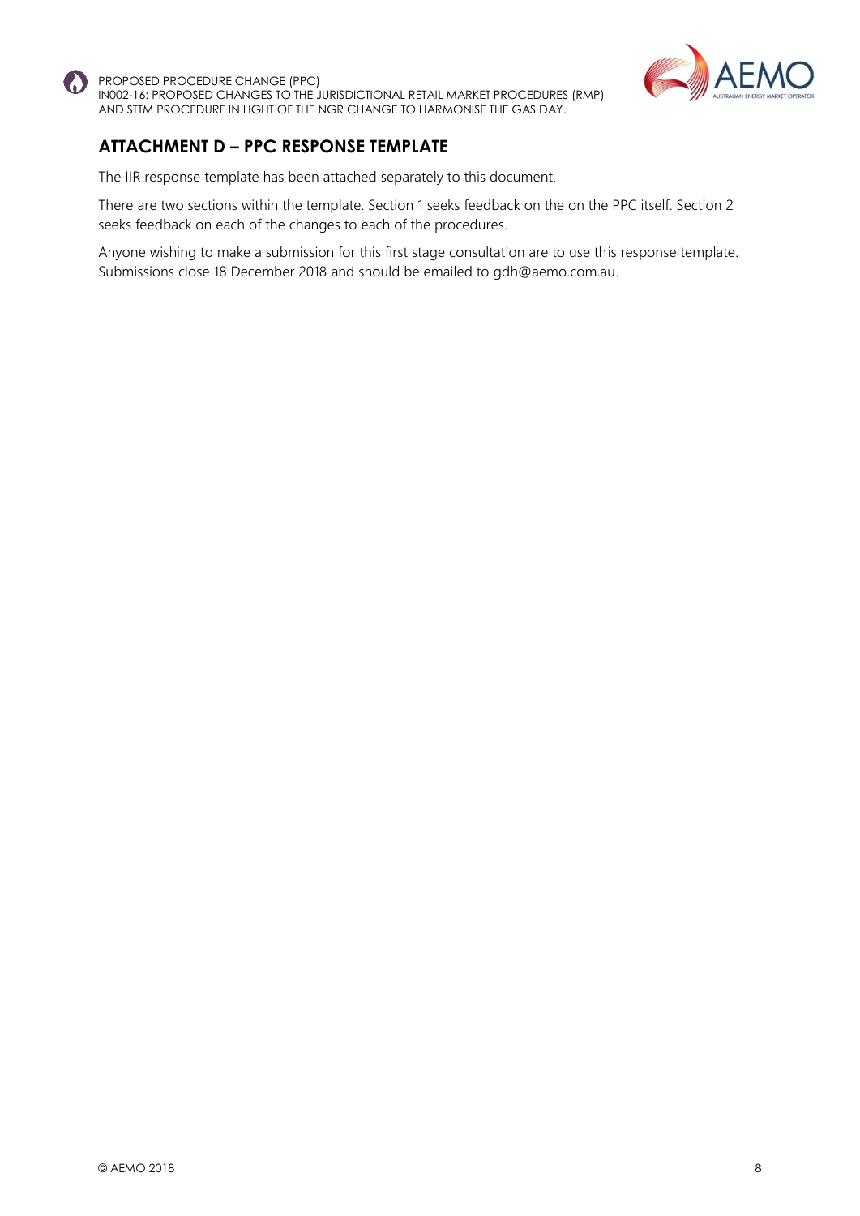## ATTACHMENT D – PPC RESPONSE TEMPLATE

The IIR response template has been attached separately to this document.

There are two sections within the template. Section 1 seeks feedback on the on the PPC itself. Section 2 seeks feedback on each of the changes to each of the procedures.

Anyone wishing to make a submission for this first stage consultation are to use this response template. Submissions close 18 December 2018 and should be emailed to gdh@aemo.com.au.